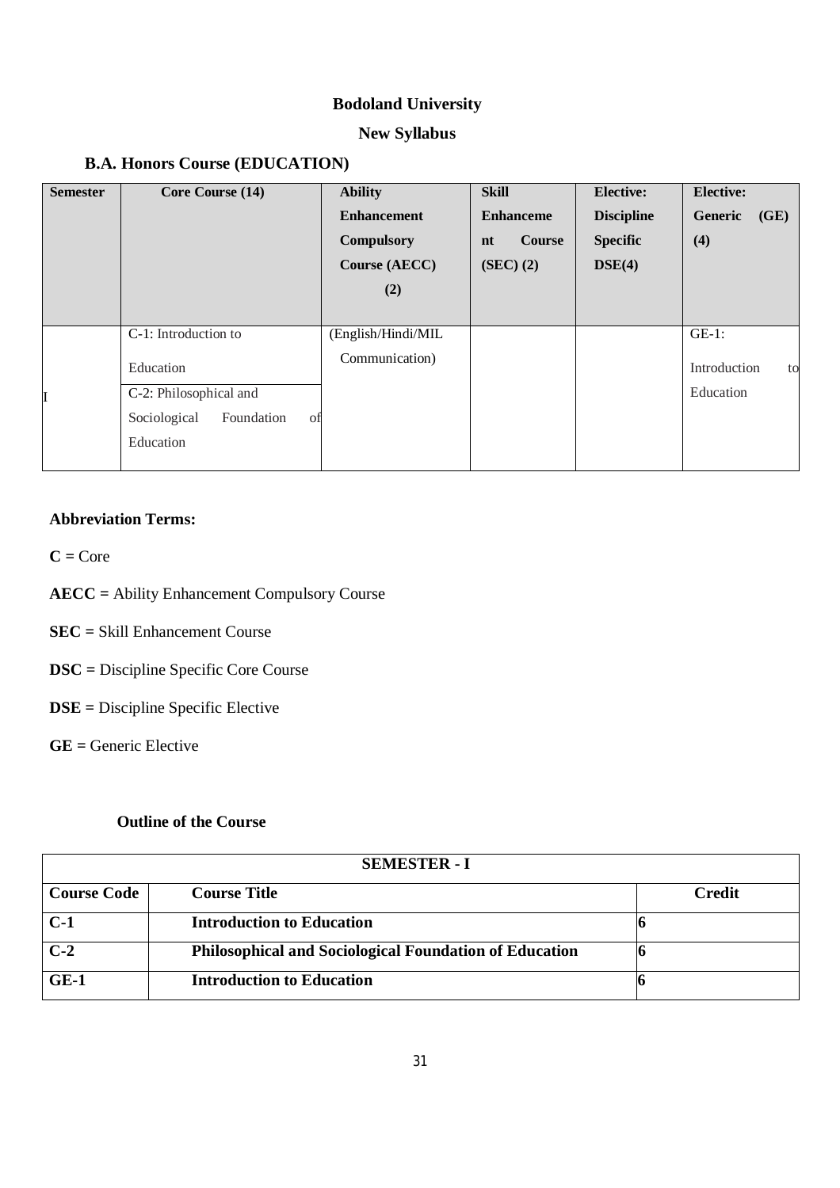# Bodoland University

## New Syllabus

### B.A. Honors Course (EDUCATION)

| Semester | Core Course (14) | Ability Enhancement Compulsory Course (AECC) (2) | Skill Enhancement Course (SEC) (2) | Elective: Discipline Specific DSE(4) | Elective: Generic (GE) (4) |
|---|---|---|---|---|---|
| I | C-1: Introduction to Education<br>C-2: Philosophical and Sociological Foundation of Education | (English/Hindi/MIL Communication) | | | GE-1: Introduction to Education |

**Abbreviation Terms:**

**C =** Core

**AECC =** Ability Enhancement Compulsory Course

**SEC =** Skill Enhancement Course

**DSC =** Discipline Specific Core Course

**DSE =** Discipline Specific Elective

**GE =** Generic Elective

**Outline of the Course**

| SEMESTER - I | | |
|---|---|---|
| **Course Code** | **Course Title** | **Credit** |
| **C-1** | **Introduction to Education** | **6** |
| **C-2** | **Philosophical and Sociological Foundation of Education** | **6** |
| **GE-1** | **Introduction to Education** | **6** |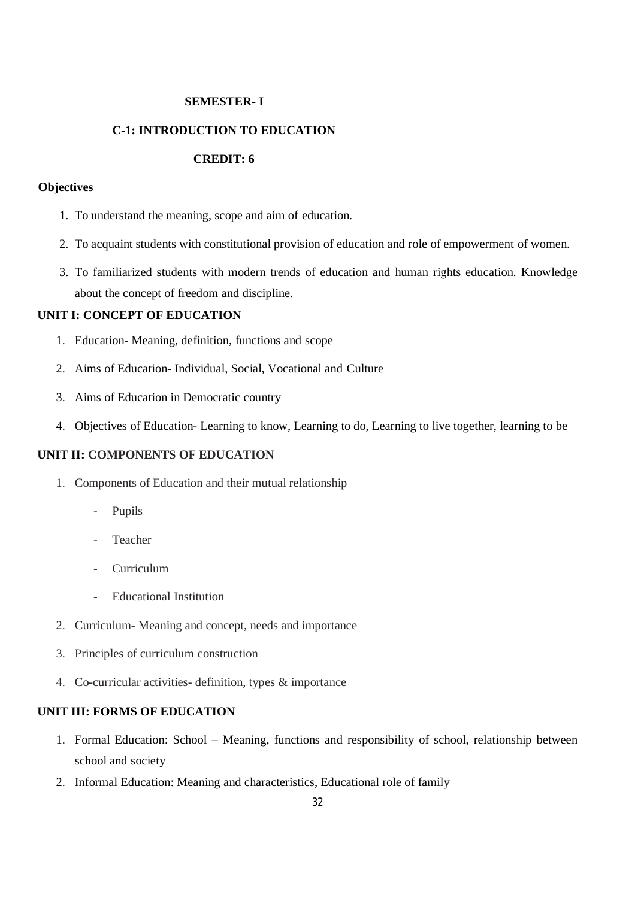## SEMESTER- I

## C-1: INTRODUCTION TO EDUCATION

**CREDIT: 6**

**Objectives**

1. To understand the meaning, scope and aim of education.
2. To acquaint students with constitutional provision of education and role of empowerment of women.
3. To familiarized students with modern trends of education and human rights education. Knowledge about the concept of freedom and discipline.

### UNIT I: CONCEPT OF EDUCATION

1. Education- Meaning, definition, functions and scope
2. Aims of Education- Individual, Social, Vocational and Culture
3. Aims of Education in Democratic country
4. Objectives of Education- Learning to know, Learning to do, Learning to live together, learning to be

### UNIT II: COMPONENTS OF EDUCATION

1. Components of Education and their mutual relationship
   - Pupils
   - Teacher
   - Curriculum
   - Educational Institution
2. Curriculum- Meaning and concept, needs and importance
3. Principles of curriculum construction
4. Co-curricular activities- definition, types & importance

### UNIT III: FORMS OF EDUCATION

1. Formal Education: School – Meaning, functions and responsibility of school, relationship between school and society
2. Informal Education: Meaning and characteristics, Educational role of family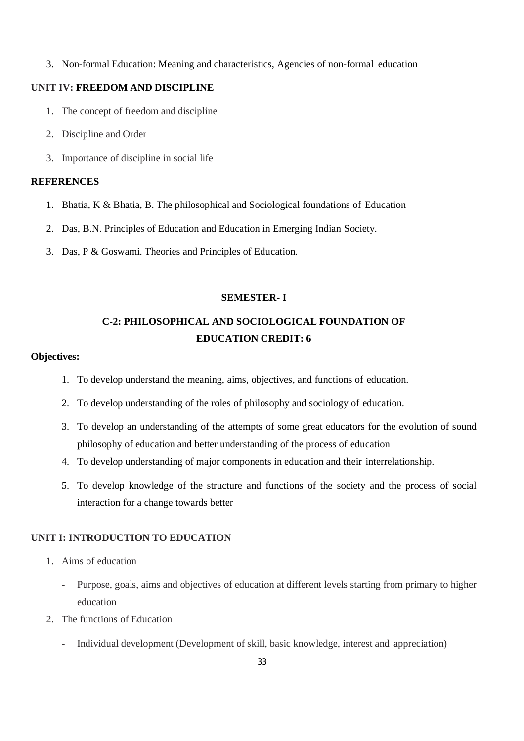3. Non-formal Education: Meaning and characteristics, Agencies of non-formal education

**UNIT IV: FREEDOM AND DISCIPLINE**

1. The concept of freedom and discipline
2. Discipline and Order
3. Importance of discipline in social life

**REFERENCES**

1. Bhatia, K & Bhatia, B. The philosophical and Sociological foundations of Education
2. Das, B.N. Principles of Education and Education in Emerging Indian Society.
3. Das, P & Goswami. Theories and Principles of Education.

---

**SEMESTER- I**

## C-2: PHILOSOPHICAL AND SOCIOLOGICAL FOUNDATION OF EDUCATION CREDIT: 6

**Objectives:**

1. To develop understand the meaning, aims, objectives, and functions of education.
2. To develop understanding of the roles of philosophy and sociology of education.
3. To develop an understanding of the attempts of some great educators for the evolution of sound philosophy of education and better understanding of the process of education
4. To develop understanding of major components in education and their interrelationship.
5. To develop knowledge of the structure and functions of the society and the process of social interaction for a change towards better

**UNIT I: INTRODUCTION TO EDUCATION**

1. Aims of education
   - Purpose, goals, aims and objectives of education at different levels starting from primary to higher education
2. The functions of Education
   - Individual development (Development of skill, basic knowledge, interest and appreciation)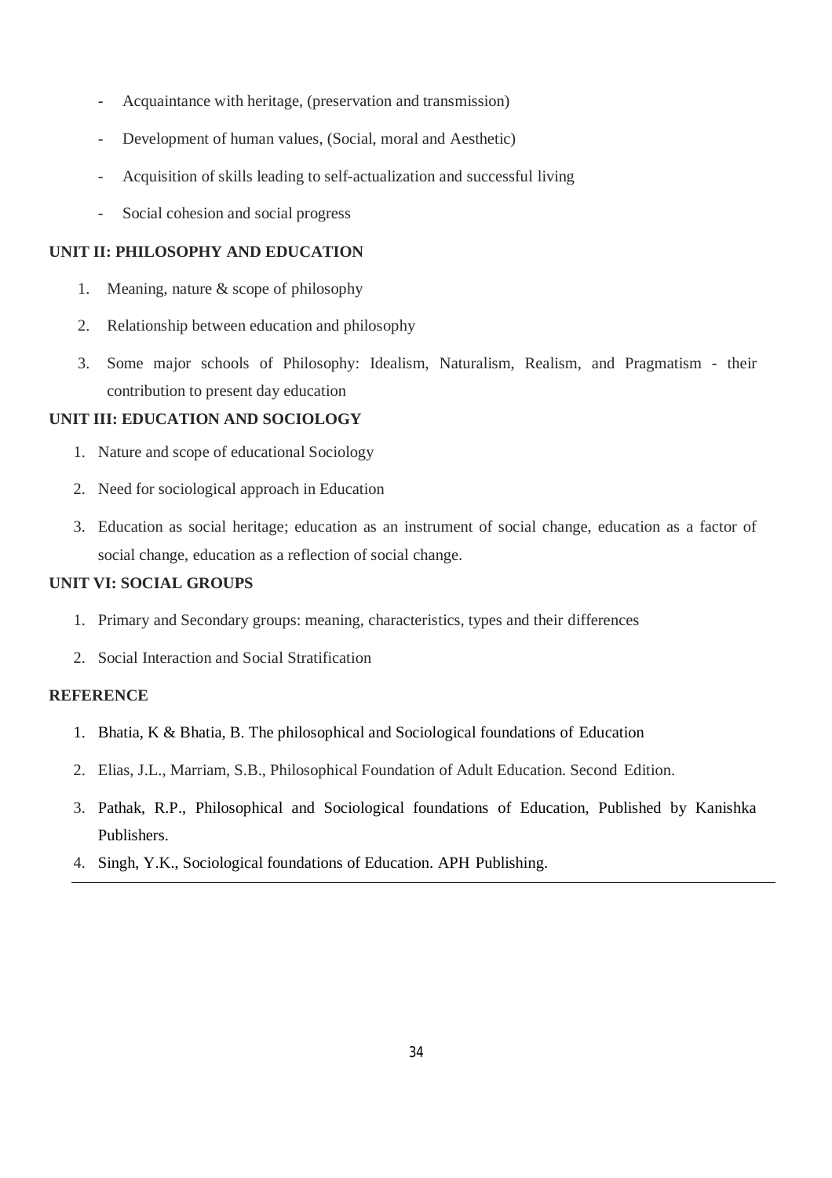- Acquaintance with heritage, (preservation and transmission)
- Development of human values, (Social, moral and Aesthetic)
- Acquisition of skills leading to self-actualization and successful living
- Social cohesion and social progress

**UNIT II: PHILOSOPHY AND EDUCATION**

1. Meaning, nature & scope of philosophy
2. Relationship between education and philosophy
3. Some major schools of Philosophy: Idealism, Naturalism, Realism, and Pragmatism - their contribution to present day education

**UNIT III: EDUCATION AND SOCIOLOGY**

1. Nature and scope of educational Sociology
2. Need for sociological approach in Education
3. Education as social heritage; education as an instrument of social change, education as a factor of social change, education as a reflection of social change.

**UNIT VI: SOCIAL GROUPS**

1. Primary and Secondary groups: meaning, characteristics, types and their differences
2. Social Interaction and Social Stratification

**REFERENCE**

1. Bhatia, K & Bhatia, B. The philosophical and Sociological foundations of Education
2. Elias, J.L., Marriam, S.B., Philosophical Foundation of Adult Education. Second Edition.
3. Pathak, R.P., Philosophical and Sociological foundations of Education, Published by Kanishka Publishers.
4. Singh, Y.K., Sociological foundations of Education. APH Publishing.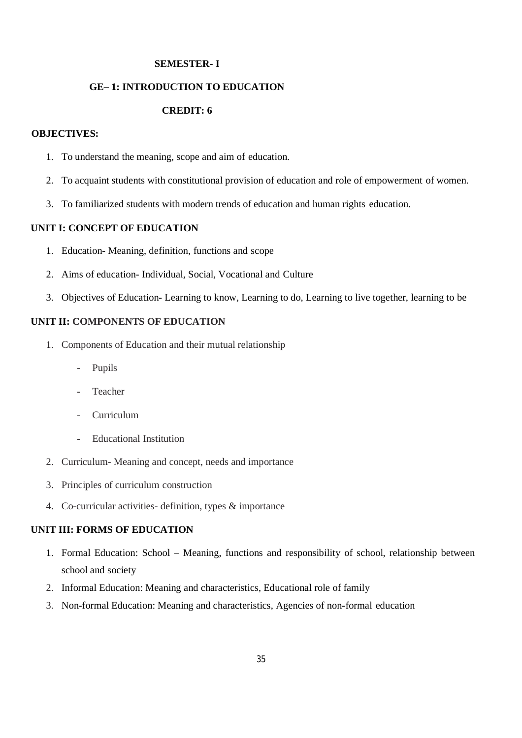**SEMESTER- I**

**GE– 1: INTRODUCTION TO EDUCATION**

**CREDIT: 6**

**OBJECTIVES:**

1. To understand the meaning, scope and aim of education.
2. To acquaint students with constitutional provision of education and role of empowerment of women.
3. To familiarized students with modern trends of education and human rights education.

**UNIT I: CONCEPT OF EDUCATION**

1. Education- Meaning, definition, functions and scope
2. Aims of education- Individual, Social, Vocational and Culture
3. Objectives of Education- Learning to know, Learning to do, Learning to live together, learning to be

**UNIT II: COMPONENTS OF EDUCATION**

1. Components of Education and their mutual relationship
   - Pupils
   - Teacher
   - Curriculum
   - Educational Institution
2. Curriculum- Meaning and concept, needs and importance
3. Principles of curriculum construction
4. Co-curricular activities- definition, types & importance

**UNIT III: FORMS OF EDUCATION**

1. Formal Education: School – Meaning, functions and responsibility of school, relationship between school and society
2. Informal Education: Meaning and characteristics, Educational role of family
3. Non-formal Education: Meaning and characteristics, Agencies of non-formal education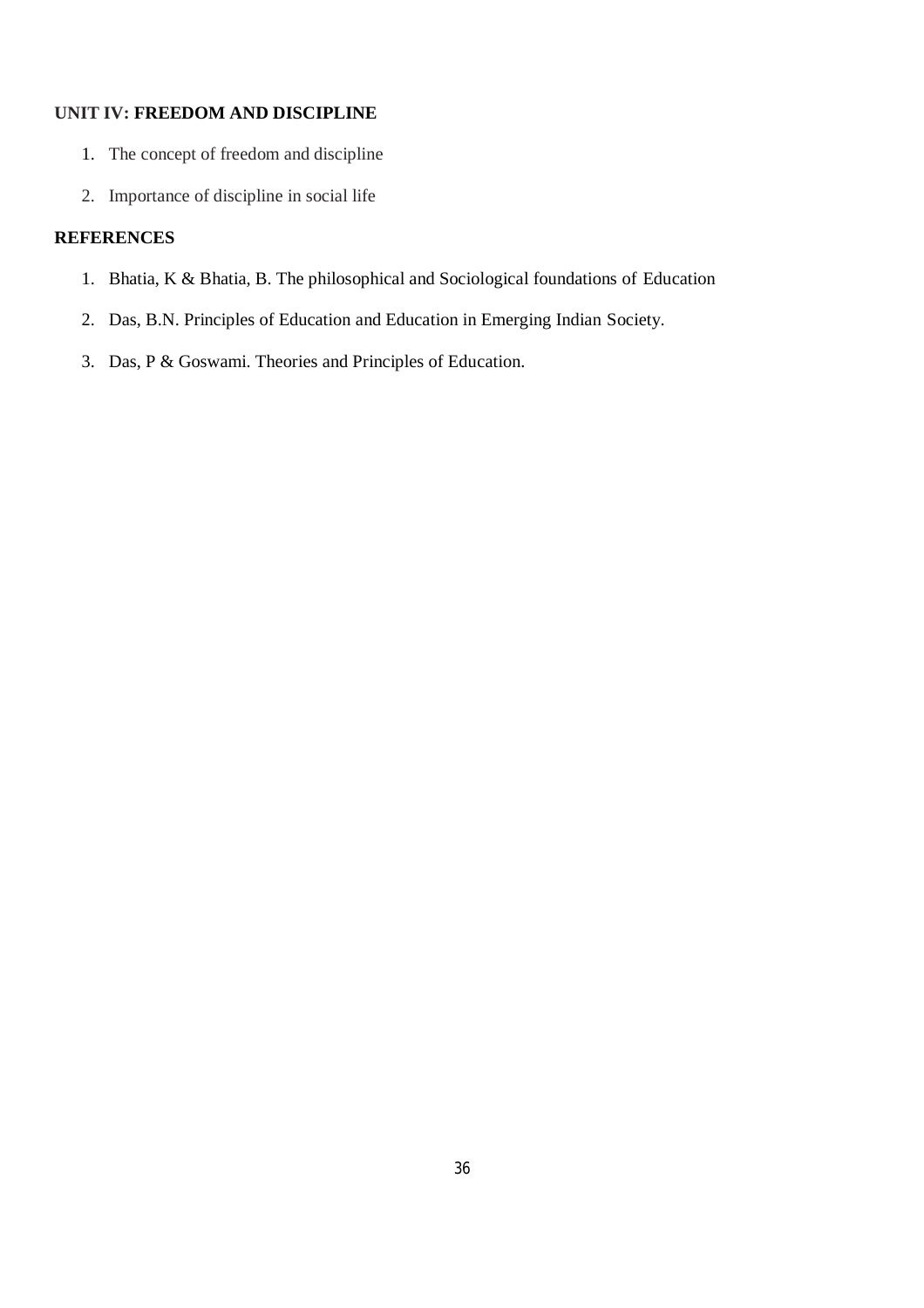**UNIT IV: FREEDOM AND DISCIPLINE**

1. The concept of freedom and discipline
2. Importance of discipline in social life

**REFERENCES**

1. Bhatia, K & Bhatia, B. The philosophical and Sociological foundations of Education
2. Das, B.N. Principles of Education and Education in Emerging Indian Society.
3. Das, P & Goswami. Theories and Principles of Education.